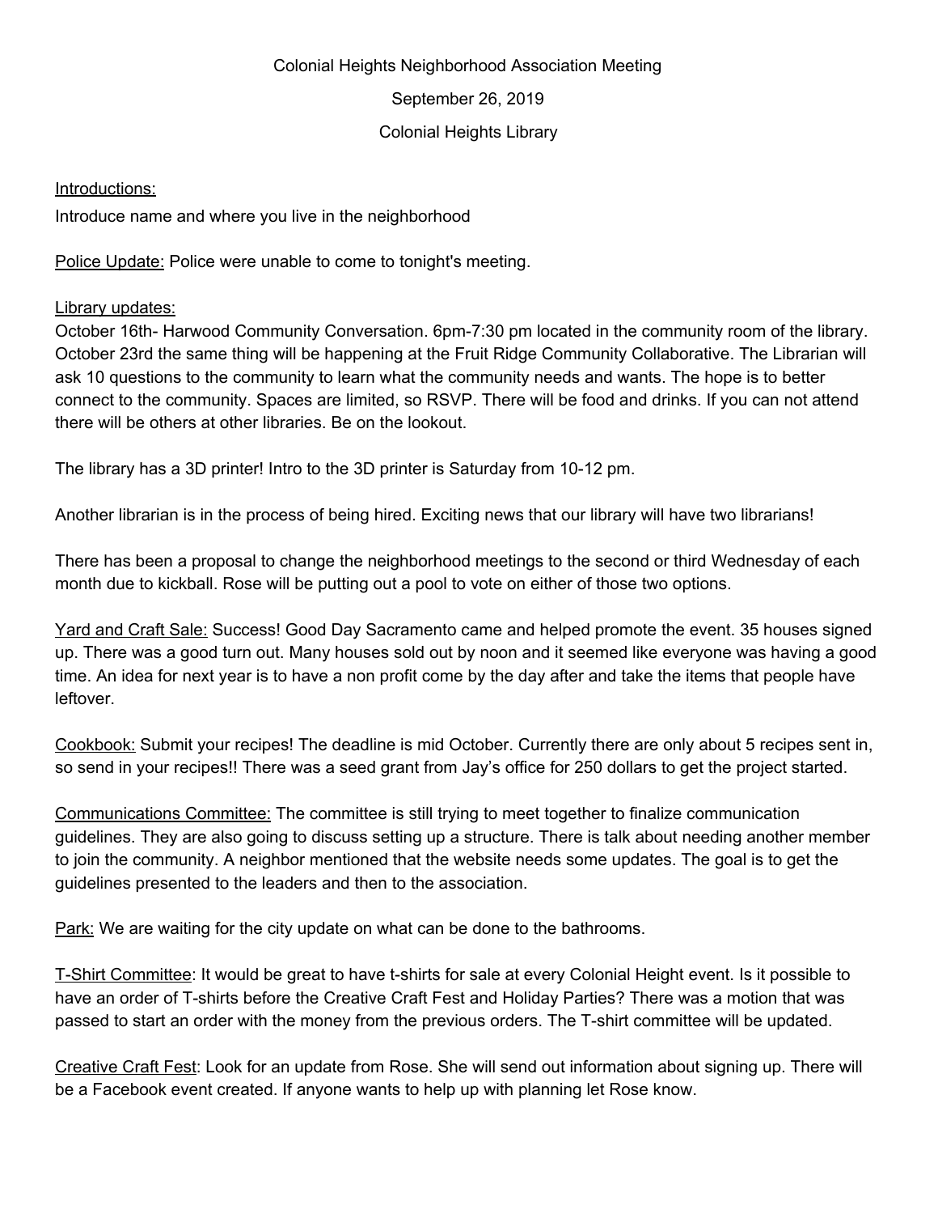Colonial Heights Neighborhood Association Meeting

September 26, 2019

Colonial Heights Library

<u>Introductions:</u>

Introduce name and where you live in the neighborhood

<u>Police Update:</u> Police were unable to come to tonight's meeting.

<u>Library updates:</u>

October 16th- Harwood Community Conversation. 6pm-7:30 pm located in the community room of the library. October 23rd the same thing will be happening at the Fruit Ridge Community Collaborative. The Librarian will ask 10 questions to the community to learn what the community needs and wants. The hope is to better connect to the community. Spaces are limited, so RSVP. There will be food and drinks. If you can not attend there will be others at other libraries. Be on the lookout.

The library has a 3D printer! Intro to the 3D printer is Saturday from 10-12 pm.

Another librarian is in the process of being hired. Exciting news that our library will have two librarians!

There has been a proposal to change the neighborhood meetings to the second or third Wednesday of each month due to kickball. Rose will be putting out a pool to vote on either of those two options.

<u>Yard and Craft Sale:</u> Success! Good Day Sacramento came and helped promote the event. 35 houses signed up. There was a good turn out. Many houses sold out by noon and it seemed like everyone was having a good time. An idea for next year is to have a non profit come by the day after and take the items that people have leftover.

<u>Cookbook:</u> Submit your recipes! The deadline is mid October. Currently there are only about 5 recipes sent in, so send in your recipes!! There was a seed grant from Jay's office for 250 dollars to get the project started.

<u>Communications Committee:</u> The committee is still trying to meet together to finalize communication guidelines. They are also going to discuss setting up a structure. There is talk about needing another member to join the community. A neighbor mentioned that the website needs some updates. The goal is to get the guidelines presented to the leaders and then to the association.

<u>Park:</u> We are waiting for the city update on what can be done to the bathrooms.

<u>T-Shirt Committee</u>: It would be great to have t-shirts for sale at every Colonial Height event. Is it possible to have an order of T-shirts before the Creative Craft Fest and Holiday Parties? There was a motion that was passed to start an order with the money from the previous orders. The T-shirt committee will be updated.

<u>Creative Craft Fest</u>: Look for an update from Rose. She will send out information about signing up. There will be a Facebook event created. If anyone wants to help up with planning let Rose know.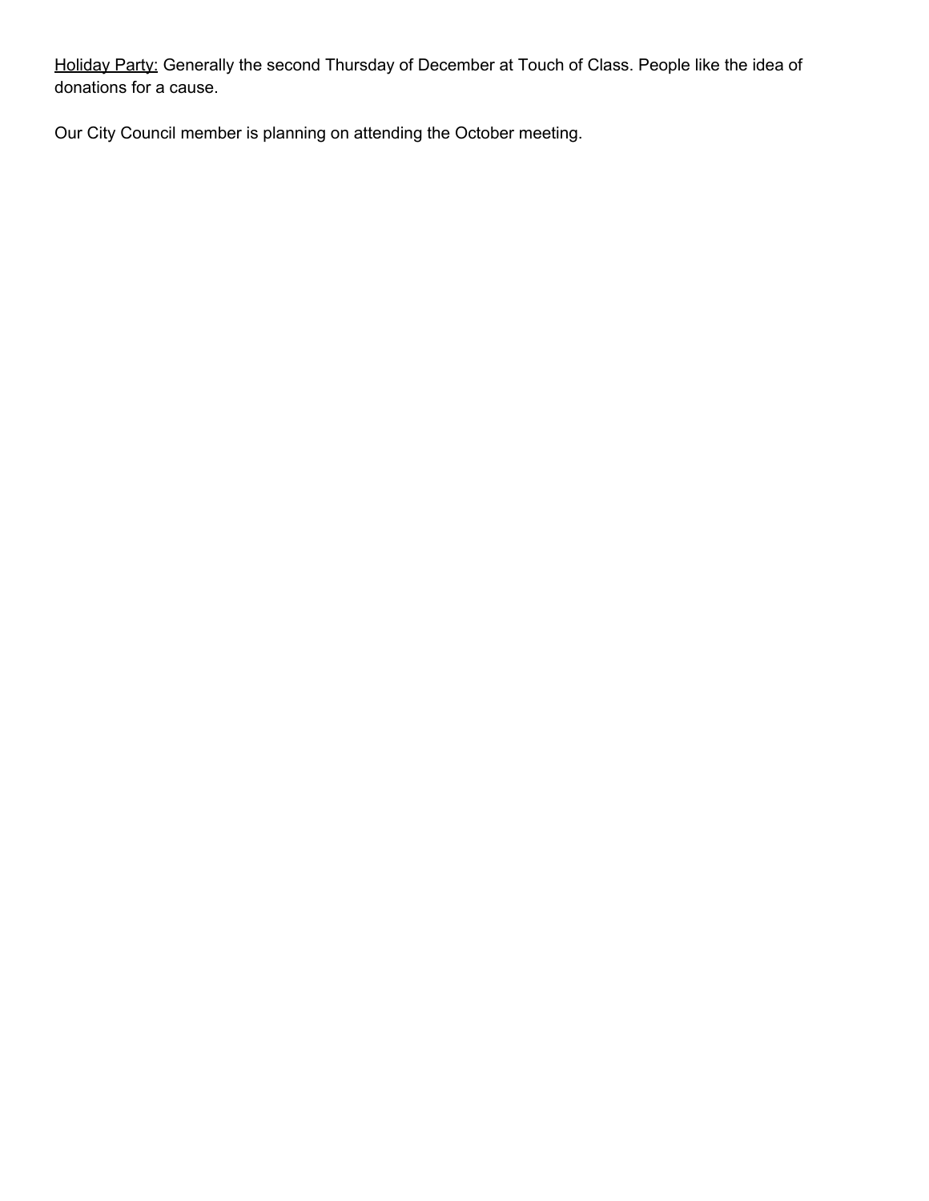<u>Holiday Party:</u> Generally the second Thursday of December at Touch of Class. People like the idea of donations for a cause.

Our City Council member is planning on attending the October meeting.